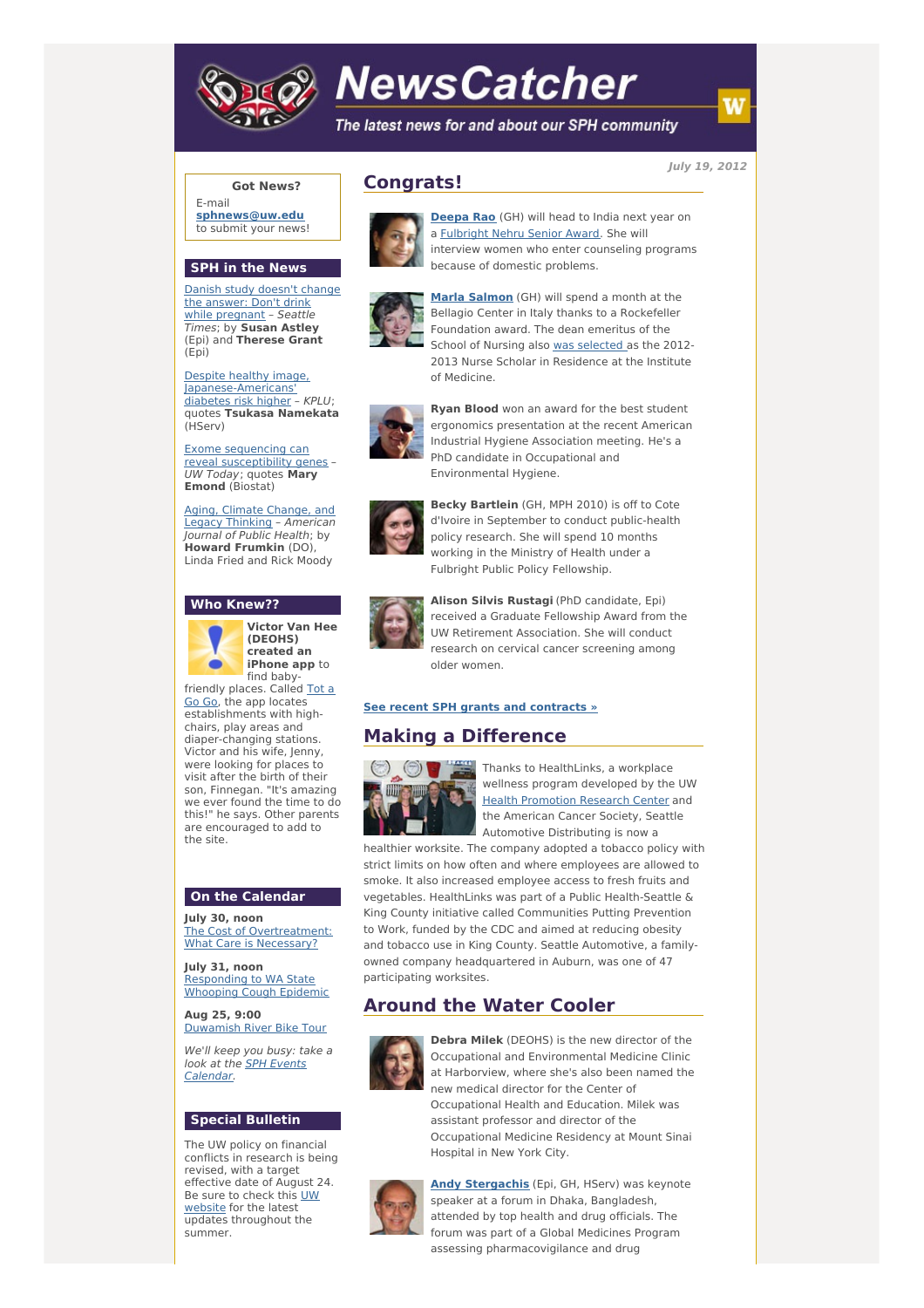# NewsCatcher

*The latest news for and about our SPH community*

*July 19, 2012*

**Got News?**

E-mail **sphnews@uw.edu** to submit your news!

## SPH in the News

Danish study doesn't change the answer: Don't drink while pregnant – *Seattle Times*; by **Susan Astley** (Epi) and **Therese Grant** (Epi)

Despite healthy image, Japanese-Americans' diabetes risk higher – *KPLU*; quotes **Tsukasa Namekata** (HServ)

Exome sequencing can reveal susceptibility genes – *UW Today*; quotes **Mary Emond** (Biostat)

Aging, Climate Change, and Legacy Thinking – *American Journal of Public Health*; by **Howard Frumkin** (DO), Linda Fried and Rick Moody

## Who Knew??

**Victor Van Hee (DEOHS) created an iPhone app** to find baby-friendly places. Called Tot a Go Go, the app locates establishments with high-chairs, play areas and diaper-changing stations. Victor and his wife, Jenny, were looking for places to visit after the birth of their son, Finnegan. "It's amazing we ever found the time to do this!" he says. Other parents are encouraged to add to the site.

## On the Calendar

**July 30, noon**
The Cost of Overtreatment: What Care is Necessary?

**July 31, noon**
Responding to WA State Whooping Cough Epidemic

**Aug 25, 9:00**
Duwamish River Bike Tour

*We'll keep you busy: take a look at the SPH Events Calendar.*

## Special Bulletin

The UW policy on financial conflicts in research is being revised, with a target effective date of August 24. Be sure to check this UW website for the latest updates throughout the summer.

## Congrats!

**Deepa Rao** (GH) will head to India next year on a Fulbright Nehru Senior Award. She will interview women who enter counseling programs because of domestic problems.

**Marla Salmon** (GH) will spend a month at the Bellagio Center in Italy thanks to a Rockefeller Foundation award. The dean emeritus of the School of Nursing also was selected as the 2012-2013 Nurse Scholar in Residence at the Institute of Medicine.

**Ryan Blood** won an award for the best student ergonomics presentation at the recent American Industrial Hygiene Association meeting. He's a PhD candidate in Occupational and Environmental Hygiene.

**Becky Bartlein** (GH, MPH 2010) is off to Cote d'Ivoire in September to conduct public-health policy research. She will spend 10 months working in the Ministry of Health under a Fulbright Public Policy Fellowship.

**Alison Silvis Rustagi** (PhD candidate, Epi) received a Graduate Fellowship Award from the UW Retirement Association. She will conduct research on cervical cancer screening among older women.

**See recent SPH grants and contracts »**

## Making a Difference

Thanks to HealthLinks, a workplace wellness program developed by the UW Health Promotion Research Center and the American Cancer Society, Seattle Automotive Distributing is now a healthier worksite. The company adopted a tobacco policy with strict limits on how often and where employees are allowed to smoke. It also increased employee access to fresh fruits and vegetables. HealthLinks was part of a Public Health-Seattle & King County initiative called Communities Putting Prevention to Work, funded by the CDC and aimed at reducing obesity and tobacco use in King County. Seattle Automotive, a family-owned company headquartered in Auburn, was one of 47 participating worksites.

## Around the Water Cooler

**Debra Milek** (DEOHS) is the new director of the Occupational and Environmental Medicine Clinic at Harborview, where she's also been named the new medical director for the Center of Occupational Health and Education. Milek was assistant professor and director of the Occupational Medicine Residency at Mount Sinai Hospital in New York City.

**Andy Stergachis** (Epi, GH, HServ) was keynote speaker at a forum in Dhaka, Bangladesh, attended by top health and drug officials. The forum was part of a Global Medicines Program assessing pharmacovigilance and drug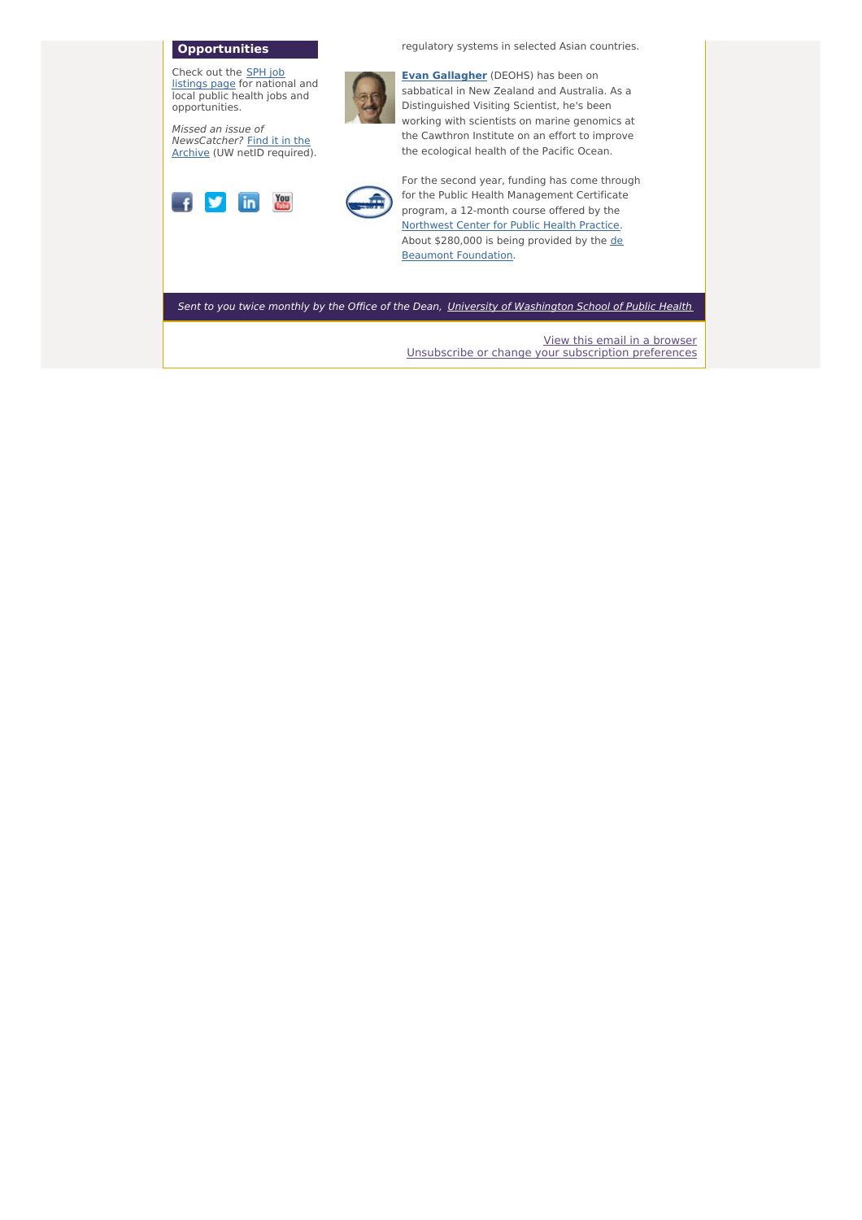## Opportunities

Check out the SPH job listings page for national and local public health jobs and opportunities.

*Missed an issue of NewsCatcher?* Find it in the Archive (UW netID required).

regulatory systems in selected Asian countries.

**Evan Gallagher** (DEOHS) has been on sabbatical in New Zealand and Australia. As a Distinguished Visiting Scientist, he's been working with scientists on marine genomics at the Cawthron Institute on an effort to improve the ecological health of the Pacific Ocean.

For the second year, funding has come through for the Public Health Management Certificate program, a 12-month course offered by the Northwest Center for Public Health Practice. About $280,000 is being provided by the de Beaumont Foundation.

*Sent to you twice monthly by the Office of the Dean, University of Washington School of Public Health*

View this email in a browser
Unsubscribe or change your subscription preferences